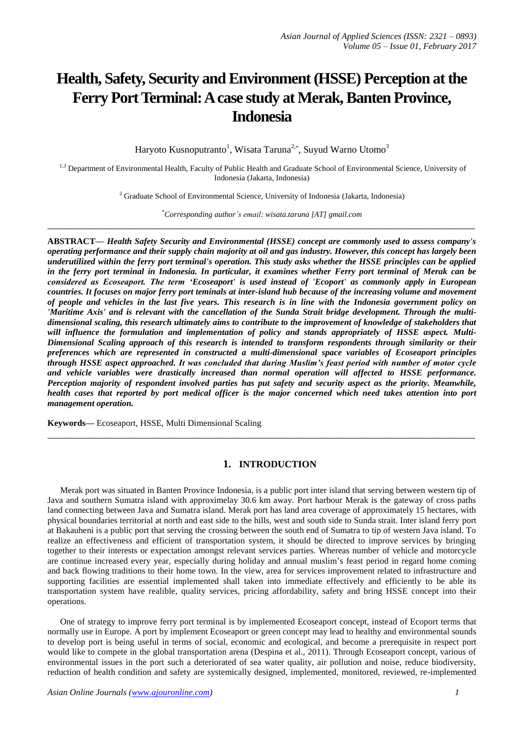# Health, Safety, Security and Environment (HSSE) Perception at the Ferry Port Terminal: A case study at Merak, Banten Province, Indonesia

Haryoto Kusnoputranto[1], Wisata Taruna[2,*], Suyud Warno Utomo[3]

[1,3] Department of Environmental Health, Faculty of Public Health and Graduate School of Environmental Science, University of Indonesia (Jakarta, Indonesia)

[2] Graduate School of Environmental Science, University of Indonesia (Jakarta, Indonesia)

*\*Corresponding author's email: wisata.taruna [AT] gmail.com*

---

**ABSTRACT—** ***Health Safety Security and Environmental (HSSE) concept are commonly used to assess company's operating performance and their supply chain majority at oil and gas industry. However, this concept has largely been underutilized within the ferry port terminal's operation. This study asks whether the HSSE principles can be applied in the ferry port terminal in Indonesia. In particular, it examines whether Ferry port terminal of Merak can be considered as Ecoseaport. The term 'Ecoseaport' is used instead of 'Ecoport' as commonly apply in European countries. It focuses on major ferry port teminals at inter-island hub because of the increasing volume and movement of people and vehicles in the last five years. This research is in line with the Indonesia government policy on 'Maritime Axis' and is relevant with the cancellation of the Sunda Strait bridge development. Through the multi-dimensional scaling, this research ultimately aims to contribute to the improvement of knowledge of stakeholders that will influence the formulation and implementation of policy and stands appropriately of HSSE aspect. Multi-Dimensional Scaling approach of this research is intended to transform respondents through similarity or their preferences which are represented in constructed a multi-dimensional space variables of Ecoseaport principles through HSSE aspect approached. It was concluded that during Muslim's feast period with number of motor cycle and vehicle variables were drastically increased than normal operation will affected to HSSE performance. Perception majority of respondent involved parties has put safety and security aspect as the priority. Meanwhile, health cases that reported by port medical officer is the major concerned which need takes attention into port management operation.***

**Keywords—** Ecoseaport, HSSE, Multi Dimensional Scaling

---

## 1. INTRODUCTION

Merak port was situated in Banten Province Indonesia, is a public port inter island that serving between western tip of Java and southern Sumatra island with approximelay 30.6 km away. Port harbour Merak is the gateway of cross paths land connecting between Java and Sumatra island. Merak port has land area coverage of approximately 15 hectares, with physical boundaries territorial at north and east side to the hills, west and south side to Sunda strait. Inter island ferry port at Bakauheni is a public port that serving the crossing between the south end of Sumatra to tip of western Java island. To realize an effectiveness and efficient of transportation system, it should be directed to improve services by bringing together to their interests or expectation amongst relevant services parties. Whereas number of vehicle and motorcycle are continue increased every year, especially during holiday and annual muslim's feast period in regard home coming and back flowing traditions to their home town. In the view, area for services improvement related to infrastructure and supporting facilities are essential implemented shall taken into immediate effectively and efficiently to be able its transportation system have realible, quality services, pricing affordability, safety and bring HSSE concept into their operations.

One of strategy to improve ferry port terminal is by implemented Ecoseaport concept, instead of Ecoport terms that normally use in Europe. A port by implement Ecoseaport or green concept may lead to healthy and environmental sounds to develop port is being useful in terms of social, economic and ecological, and become a prerequisite in respect port would like to compete in the global transportation arena (Despina et al., 2011). Through Ecoseaport concept, various of environmental issues in the port such a deteriorated of sea water quality, air pollution and noise, reduce biodiversity, reduction of health condition and safety are systemically designed, implemented, monitored, reviewed, re-implemented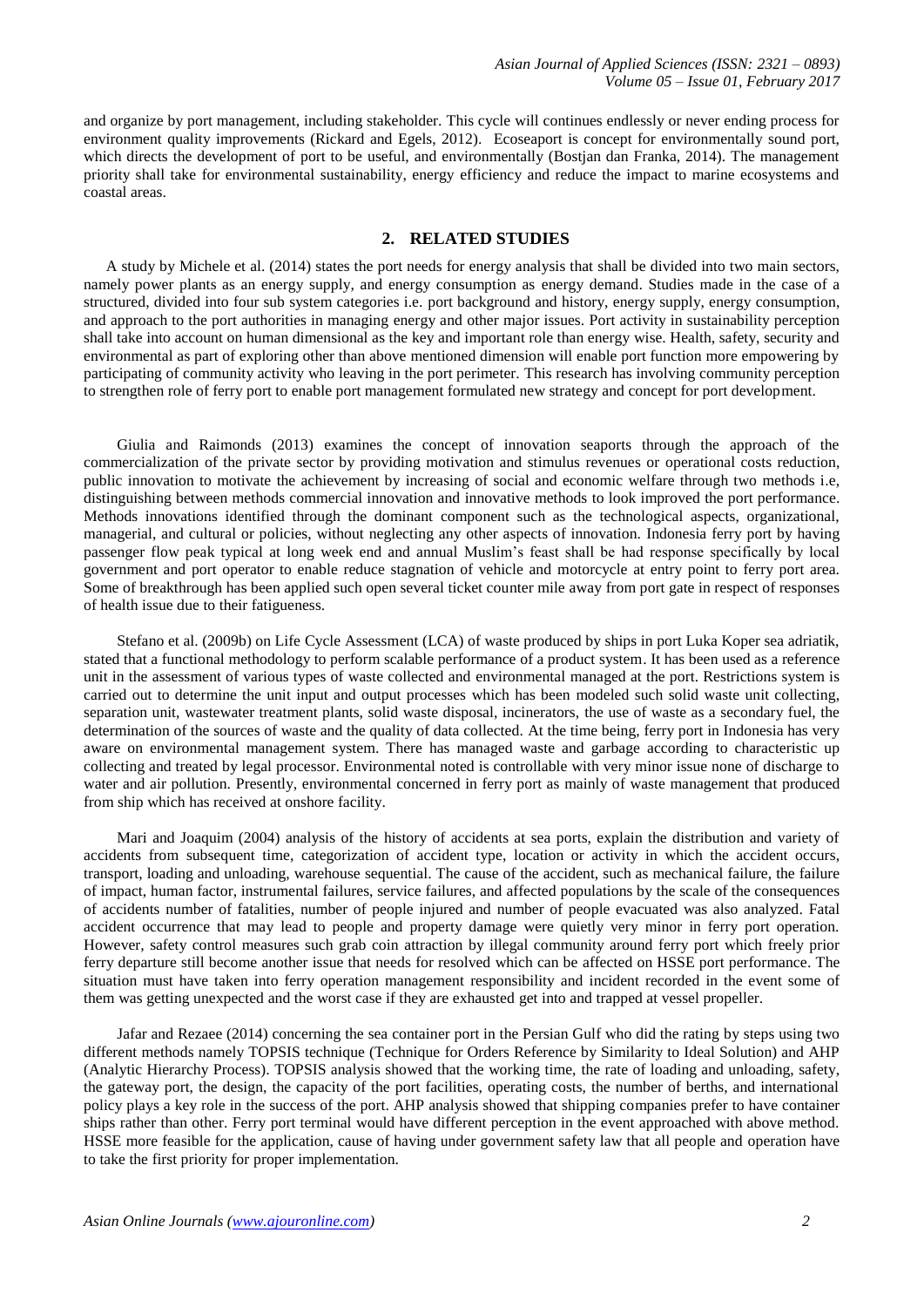and organize by port management, including stakeholder. This cycle will continues endlessly or never ending process for environment quality improvements (Rickard and Egels, 2012). Ecoseaport is concept for environmentally sound port, which directs the development of port to be useful, and environmentally (Bostjan dan Franka, 2014). The management priority shall take for environmental sustainability, energy efficiency and reduce the impact to marine ecosystems and coastal areas.

## 2. RELATED STUDIES

A study by Michele et al. (2014) states the port needs for energy analysis that shall be divided into two main sectors, namely power plants as an energy supply, and energy consumption as energy demand. Studies made in the case of a structured, divided into four sub system categories i.e. port background and history, energy supply, energy consumption, and approach to the port authorities in managing energy and other major issues. Port activity in sustainability perception shall take into account on human dimensional as the key and important role than energy wise. Health, safety, security and environmental as part of exploring other than above mentioned dimension will enable port function more empowering by participating of community activity who leaving in the port perimeter. This research has involving community perception to strengthen role of ferry port to enable port management formulated new strategy and concept for port development.

Giulia and Raimonds (2013) examines the concept of innovation seaports through the approach of the commercialization of the private sector by providing motivation and stimulus revenues or operational costs reduction, public innovation to motivate the achievement by increasing of social and economic welfare through two methods i.e, distinguishing between methods commercial innovation and innovative methods to look improved the port performance. Methods innovations identified through the dominant component such as the technological aspects, organizational, managerial, and cultural or policies, without neglecting any other aspects of innovation. Indonesia ferry port by having passenger flow peak typical at long week end and annual Muslim's feast shall be had response specifically by local government and port operator to enable reduce stagnation of vehicle and motorcycle at entry point to ferry port area. Some of breakthrough has been applied such open several ticket counter mile away from port gate in respect of responses of health issue due to their fatigueness.

Stefano et al. (2009b) on Life Cycle Assessment (LCA) of waste produced by ships in port Luka Koper sea adriatik, stated that a functional methodology to perform scalable performance of a product system. It has been used as a reference unit in the assessment of various types of waste collected and environmental managed at the port. Restrictions system is carried out to determine the unit input and output processes which has been modeled such solid waste unit collecting, separation unit, wastewater treatment plants, solid waste disposal, incinerators, the use of waste as a secondary fuel, the determination of the sources of waste and the quality of data collected. At the time being, ferry port in Indonesia has very aware on environmental management system. There has managed waste and garbage according to characteristic up collecting and treated by legal processor. Environmental noted is controllable with very minor issue none of discharge to water and air pollution. Presently, environmental concerned in ferry port as mainly of waste management that produced from ship which has received at onshore facility.

Mari and Joaquim (2004) analysis of the history of accidents at sea ports, explain the distribution and variety of accidents from subsequent time, categorization of accident type, location or activity in which the accident occurs, transport, loading and unloading, warehouse sequential. The cause of the accident, such as mechanical failure, the failure of impact, human factor, instrumental failures, service failures, and affected populations by the scale of the consequences of accidents number of fatalities, number of people injured and number of people evacuated was also analyzed. Fatal accident occurrence that may lead to people and property damage were quietly very minor in ferry port operation. However, safety control measures such grab coin attraction by illegal community around ferry port which freely prior ferry departure still become another issue that needs for resolved which can be affected on HSSE port performance. The situation must have taken into ferry operation management responsibility and incident recorded in the event some of them was getting unexpected and the worst case if they are exhausted get into and trapped at vessel propeller.

Jafar and Rezaee (2014) concerning the sea container port in the Persian Gulf who did the rating by steps using two different methods namely TOPSIS technique (Technique for Orders Reference by Similarity to Ideal Solution) and AHP (Analytic Hierarchy Process). TOPSIS analysis showed that the working time, the rate of loading and unloading, safety, the gateway port, the design, the capacity of the port facilities, operating costs, the number of berths, and international policy plays a key role in the success of the port. AHP analysis showed that shipping companies prefer to have container ships rather than other. Ferry port terminal would have different perception in the event approached with above method. HSSE more feasible for the application, cause of having under government safety law that all people and operation have to take the first priority for proper implementation.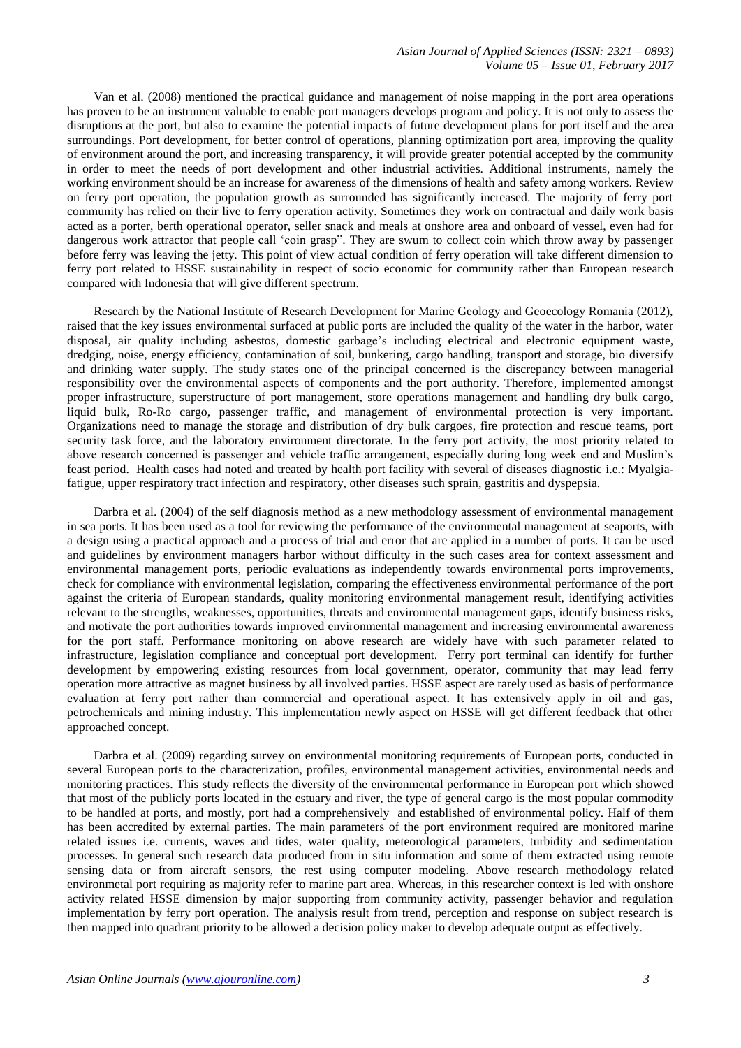Van et al. (2008) mentioned the practical guidance and management of noise mapping in the port area operations has proven to be an instrument valuable to enable port managers develops program and policy. It is not only to assess the disruptions at the port, but also to examine the potential impacts of future development plans for port itself and the area surroundings. Port development, for better control of operations, planning optimization port area, improving the quality of environment around the port, and increasing transparency, it will provide greater potential accepted by the community in order to meet the needs of port development and other industrial activities. Additional instruments, namely the working environment should be an increase for awareness of the dimensions of health and safety among workers. Review on ferry port operation, the population growth as surrounded has significantly increased. The majority of ferry port community has relied on their live to ferry operation activity. Sometimes they work on contractual and daily work basis acted as a porter, berth operational operator, seller snack and meals at onshore area and onboard of vessel, even had for dangerous work attractor that people call 'coin grasp". They are swum to collect coin which throw away by passenger before ferry was leaving the jetty. This point of view actual condition of ferry operation will take different dimension to ferry port related to HSSE sustainability in respect of socio economic for community rather than European research compared with Indonesia that will give different spectrum.

Research by the National Institute of Research Development for Marine Geology and Geoecology Romania (2012), raised that the key issues environmental surfaced at public ports are included the quality of the water in the harbor, water disposal, air quality including asbestos, domestic garbage's including electrical and electronic equipment waste, dredging, noise, energy efficiency, contamination of soil, bunkering, cargo handling, transport and storage, bio diversify and drinking water supply. The study states one of the principal concerned is the discrepancy between managerial responsibility over the environmental aspects of components and the port authority. Therefore, implemented amongst proper infrastructure, superstructure of port management, store operations management and handling dry bulk cargo, liquid bulk, Ro-Ro cargo, passenger traffic, and management of environmental protection is very important. Organizations need to manage the storage and distribution of dry bulk cargoes, fire protection and rescue teams, port security task force, and the laboratory environment directorate. In the ferry port activity, the most priority related to above research concerned is passenger and vehicle traffic arrangement, especially during long week end and Muslim's feast period. Health cases had noted and treated by health port facility with several of diseases diagnostic i.e.: Myalgia-fatigue, upper respiratory tract infection and respiratory, other diseases such sprain, gastritis and dyspepsia.

Darbra et al. (2004) of the self diagnosis method as a new methodology assessment of environmental management in sea ports. It has been used as a tool for reviewing the performance of the environmental management at seaports, with a design using a practical approach and a process of trial and error that are applied in a number of ports. It can be used and guidelines by environment managers harbor without difficulty in the such cases area for context assessment and environmental management ports, periodic evaluations as independently towards environmental ports improvements, check for compliance with environmental legislation, comparing the effectiveness environmental performance of the port against the criteria of European standards, quality monitoring environmental management result, identifying activities relevant to the strengths, weaknesses, opportunities, threats and environmental management gaps, identify business risks, and motivate the port authorities towards improved environmental management and increasing environmental awareness for the port staff. Performance monitoring on above research are widely have with such parameter related to infrastructure, legislation compliance and conceptual port development. Ferry port terminal can identify for further development by empowering existing resources from local government, operator, community that may lead ferry operation more attractive as magnet business by all involved parties. HSSE aspect are rarely used as basis of performance evaluation at ferry port rather than commercial and operational aspect. It has extensively apply in oil and gas, petrochemicals and mining industry. This implementation newly aspect on HSSE will get different feedback that other approached concept.

Darbra et al. (2009) regarding survey on environmental monitoring requirements of European ports, conducted in several European ports to the characterization, profiles, environmental management activities, environmental needs and monitoring practices. This study reflects the diversity of the environmental performance in European port which showed that most of the publicly ports located in the estuary and river, the type of general cargo is the most popular commodity to be handled at ports, and mostly, port had a comprehensively and established of environmental policy. Half of them has been accredited by external parties. The main parameters of the port environment required are monitored marine related issues i.e. currents, waves and tides, water quality, meteorological parameters, turbidity and sedimentation processes. In general such research data produced from in situ information and some of them extracted using remote sensing data or from aircraft sensors, the rest using computer modeling. Above research methodology related environmetal port requiring as majority refer to marine part area. Whereas, in this researcher context is led with onshore activity related HSSE dimension by major supporting from community activity, passenger behavior and regulation implementation by ferry port operation. The analysis result from trend, perception and response on subject research is then mapped into quadrant priority to be allowed a decision policy maker to develop adequate output as effectively.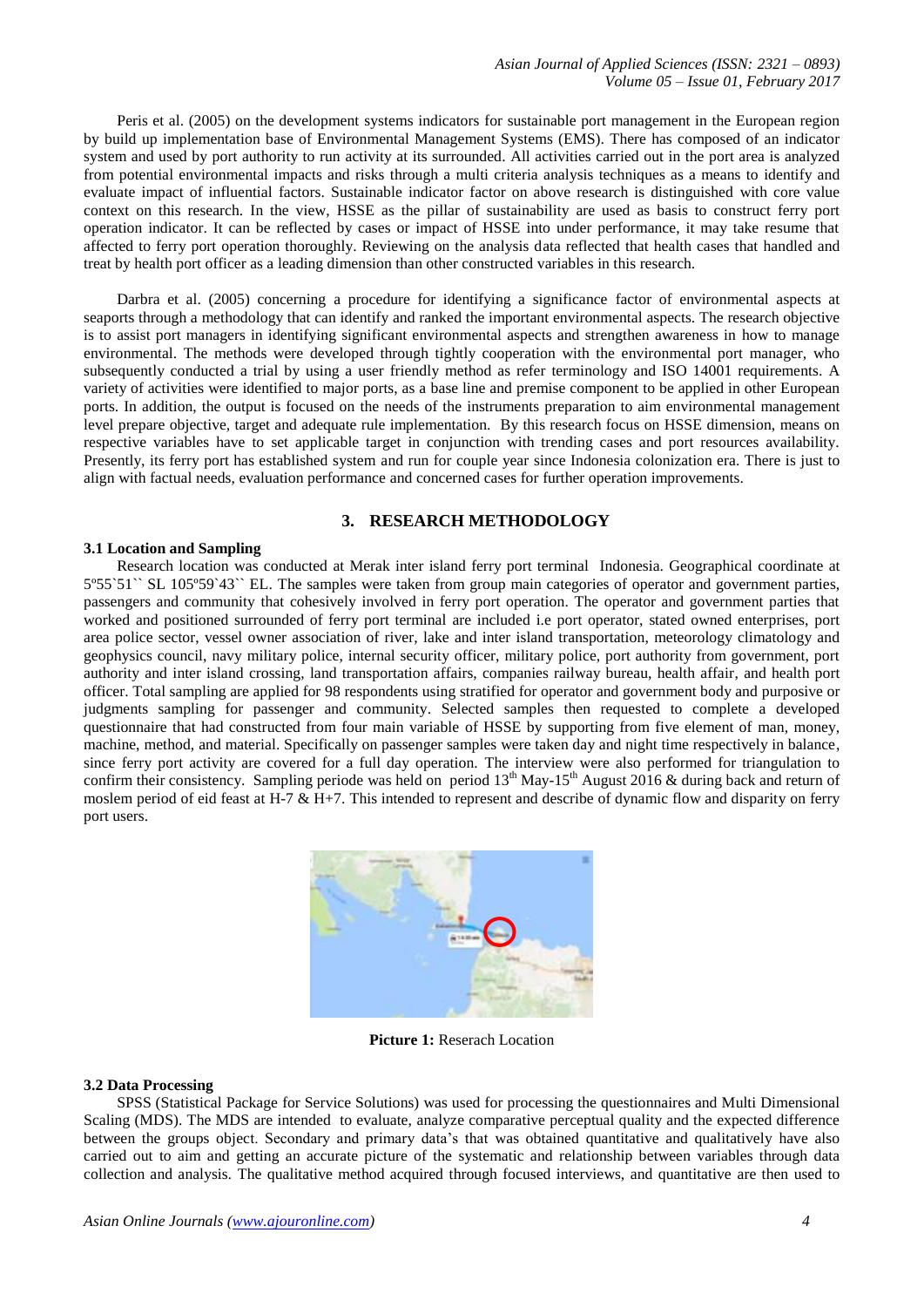Peris et al. (2005) on the development systems indicators for sustainable port management in the European region by build up implementation base of Environmental Management Systems (EMS). There has composed of an indicator system and used by port authority to run activity at its surrounded. All activities carried out in the port area is analyzed from potential environmental impacts and risks through a multi criteria analysis techniques as a means to identify and evaluate impact of influential factors. Sustainable indicator factor on above research is distinguished with core value context on this research. In the view, HSSE as the pillar of sustainability are used as basis to construct ferry port operation indicator. It can be reflected by cases or impact of HSSE into under performance, it may take resume that affected to ferry port operation thoroughly. Reviewing on the analysis data reflected that health cases that handled and treat by health port officer as a leading dimension than other constructed variables in this research.

Darbra et al. (2005) concerning a procedure for identifying a significance factor of environmental aspects at seaports through a methodology that can identify and ranked the important environmental aspects. The research objective is to assist port managers in identifying significant environmental aspects and strengthen awareness in how to manage environmental. The methods were developed through tightly cooperation with the environmental port manager, who subsequently conducted a trial by using a user friendly method as refer terminology and ISO 14001 requirements. A variety of activities were identified to major ports, as a base line and premise component to be applied in other European ports. In addition, the output is focused on the needs of the instruments preparation to aim environmental management level prepare objective, target and adequate rule implementation. By this research focus on HSSE dimension, means on respective variables have to set applicable target in conjunction with trending cases and port resources availability. Presently, its ferry port has established system and run for couple year since Indonesia colonization era. There is just to align with factual needs, evaluation performance and concerned cases for further operation improvements.

## 3. RESEARCH METHODOLOGY

### 3.1 Location and Sampling

Research location was conducted at Merak inter island ferry port terminal Indonesia. Geographical coordinate at 5º55`51`` SL 105º59`43`` EL. The samples were taken from group main categories of operator and government parties, passengers and community that cohesively involved in ferry port operation. The operator and government parties that worked and positioned surrounded of ferry port terminal are included i.e port operator, stated owned enterprises, port area police sector, vessel owner association of river, lake and inter island transportation, meteorology climatology and geophysics council, navy military police, internal security officer, military police, port authority from government, port authority and inter island crossing, land transportation affairs, companies railway bureau, health affair, and health port officer. Total sampling are applied for 98 respondents using stratified for operator and government body and purposive or judgments sampling for passenger and community. Selected samples then requested to complete a developed questionnaire that had constructed from four main variable of HSSE by supporting from five element of man, money, machine, method, and material. Specifically on passenger samples were taken day and night time respectively in balance, since ferry port activity are covered for a full day operation. The interview were also performed for triangulation to confirm their consistency. Sampling periode was held on period 13th May-15th August 2016 & during back and return of moslem period of eid feast at H-7 & H+7. This intended to represent and describe of dynamic flow and disparity on ferry port users.

**Picture 1:** Reserach Location

### 3.2 Data Processing

SPSS (Statistical Package for Service Solutions) was used for processing the questionnaires and Multi Dimensional Scaling (MDS). The MDS are intended to evaluate, analyze comparative perceptual quality and the expected difference between the groups object. Secondary and primary data's that was obtained quantitative and qualitatively have also carried out to aim and getting an accurate picture of the systematic and relationship between variables through data collection and analysis. The qualitative method acquired through focused interviews, and quantitative are then used to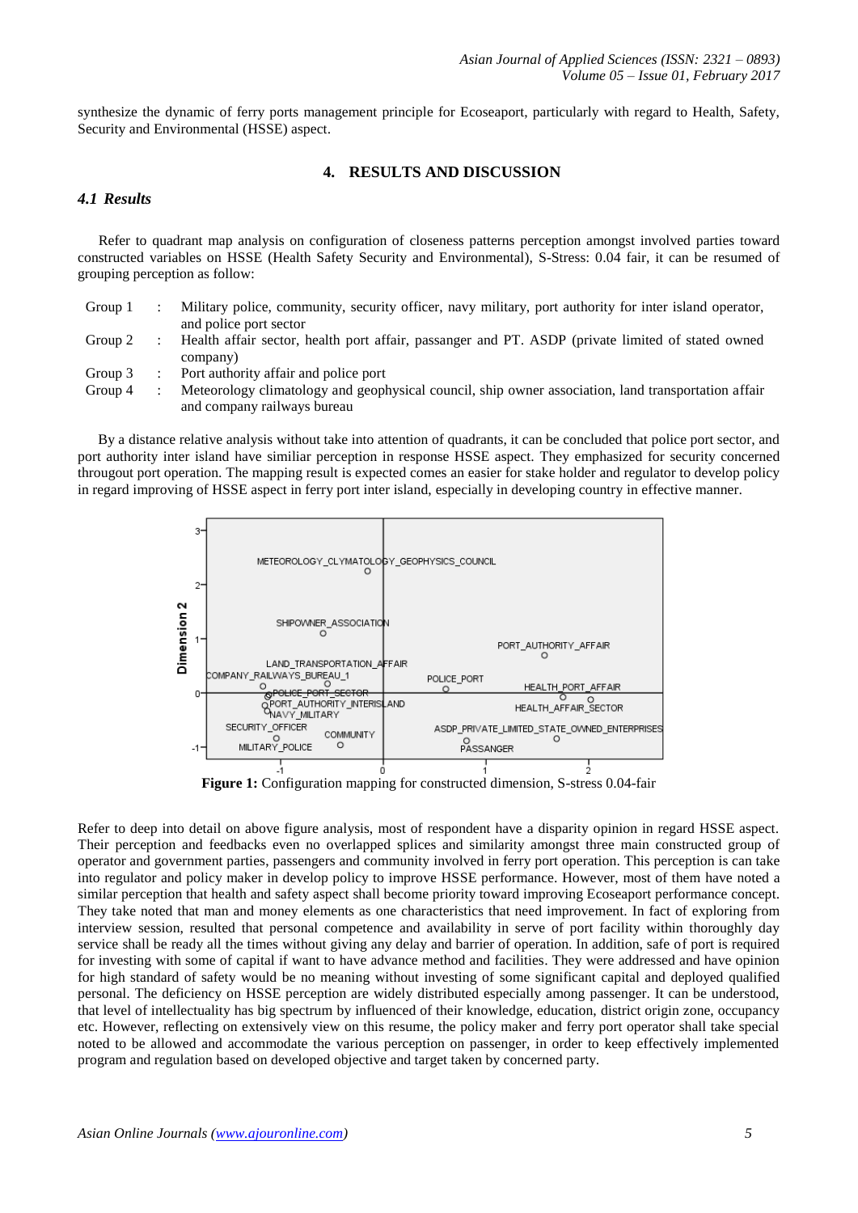synthesize the dynamic of ferry ports management principle for Ecoseaport, particularly with regard to Health, Safety, Security and Environmental (HSSE) aspect.

## 4. RESULTS AND DISCUSSION

### *4.1 Results*

Refer to quadrant map analysis on configuration of closeness patterns perception amongst involved parties toward constructed variables on HSSE (Health Safety Security and Environmental), S-Stress: 0.04 fair, it can be resumed of grouping perception as follow:

- Group 1 : Military police, community, security officer, navy military, port authority for inter island operator, and police port sector
- Group 2 : Health affair sector, health port affair, passanger and PT. ASDP (private limited of stated owned company)
- Group 3 : Port authority affair and police port
- Group 4 : Meteorology climatology and geophysical council, ship owner association, land transportation affair and company railways bureau

By a distance relative analysis without take into attention of quadrants, it can be concluded that police port sector, and port authority inter island have similiar perception in response HSSE aspect. They emphasized for security concerned througout port operation. The mapping result is expected comes an easier for stake holder and regulator to develop policy in regard improving of HSSE aspect in ferry port inter island, especially in developing country in effective manner.

**Figure 1:** Configuration mapping for constructed dimension, S-stress 0.04-fair

Refer to deep into detail on above figure analysis, most of respondent have a disparity opinion in regard HSSE aspect. Their perception and feedbacks even no overlapped splices and similarity amongst three main constructed group of operator and government parties, passengers and community involved in ferry port operation. This perception is can take into regulator and policy maker in develop policy to improve HSSE performance. However, most of them have noted a similar perception that health and safety aspect shall become priority toward improving Ecoseaport performance concept. They take noted that man and money elements as one characteristics that need improvement. In fact of exploring from interview session, resulted that personal competence and availability in serve of port facility within thoroughly day service shall be ready all the times without giving any delay and barrier of operation. In addition, safe of port is required for investing with some of capital if want to have advance method and facilities. They were addressed and have opinion for high standard of safety would be no meaning without investing of some significant capital and deployed qualified personal. The deficiency on HSSE perception are widely distributed especially among passenger. It can be understood, that level of intellectuality has big spectrum by influenced of their knowledge, education, district origin zone, occupancy etc. However, reflecting on extensively view on this resume, the policy maker and ferry port operator shall take special noted to be allowed and accommodate the various perception on passenger, in order to keep effectively implemented program and regulation based on developed objective and target taken by concerned party.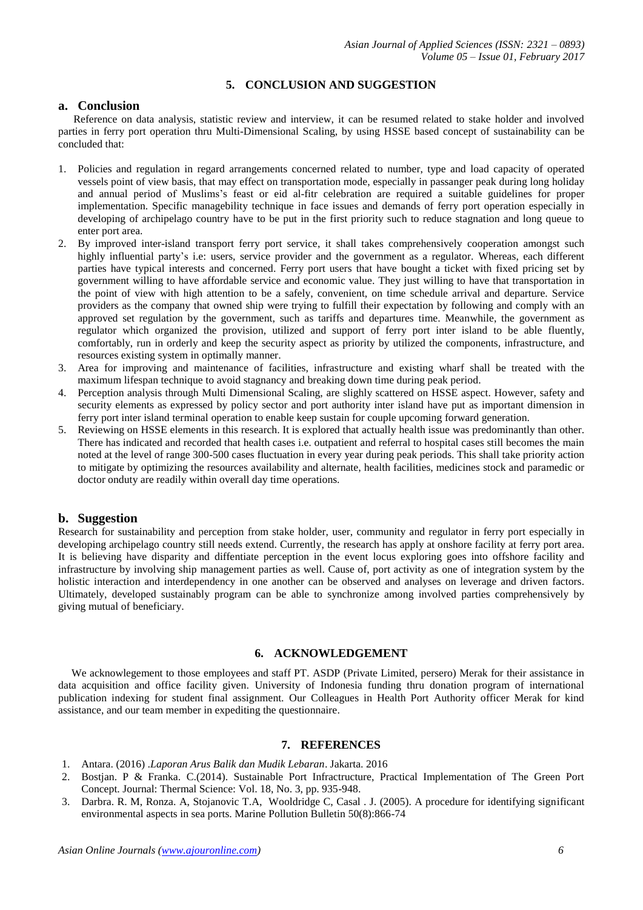## 5. CONCLUSION AND SUGGESTION

### a. Conclusion

Reference on data analysis, statistic review and interview, it can be resumed related to stake holder and involved parties in ferry port operation thru Multi-Dimensional Scaling, by using HSSE based concept of sustainability can be concluded that:

1. Policies and regulation in regard arrangements concerned related to number, type and load capacity of operated vessels point of view basis, that may effect on transportation mode, especially in passanger peak during long holiday and annual period of Muslims's feast or eid al-fitr celebration are required a suitable guidelines for proper implementation. Specific managebility technique in face issues and demands of ferry port operation especially in developing of archipelago country have to be put in the first priority such to reduce stagnation and long queue to enter port area.
2. By improved inter-island transport ferry port service, it shall takes comprehensively cooperation amongst such highly influential party's i.e: users, service provider and the government as a regulator. Whereas, each different parties have typical interests and concerned. Ferry port users that have bought a ticket with fixed pricing set by government willing to have affordable service and economic value. They just willing to have that transportation in the point of view with high attention to be a safely, convenient, on time schedule arrival and departure. Service providers as the company that owned ship were trying to fulfill their expectation by following and comply with an approved set regulation by the government, such as tariffs and departures time. Meanwhile, the government as regulator which organized the provision, utilized and support of ferry port inter island to be able fluently, comfortably, run in orderly and keep the security aspect as priority by utilized the components, infrastructure, and resources existing system in optimally manner.
3. Area for improving and maintenance of facilities, infrastructure and existing wharf shall be treated with the maximum lifespan technique to avoid stagnancy and breaking down time during peak period.
4. Perception analysis through Multi Dimensional Scaling, are slighly scattered on HSSE aspect. However, safety and security elements as expressed by policy sector and port authority inter island have put as important dimension in ferry port inter island terminal operation to enable keep sustain for couple upcoming forward generation.
5. Reviewing on HSSE elements in this research. It is explored that actually health issue was predominantly than other. There has indicated and recorded that health cases i.e. outpatient and referral to hospital cases still becomes the main noted at the level of range 300-500 cases fluctuation in every year during peak periods. This shall take priority action to mitigate by optimizing the resources availability and alternate, health facilities, medicines stock and paramedic or doctor onduty are readily within overall day time operations.

### b. Suggestion

Research for sustainability and perception from stake holder, user, community and regulator in ferry port especially in developing archipelago country still needs extend. Currently, the research has apply at onshore facility at ferry port area. It is believing have disparity and diffentiate perception in the event locus exploring goes into offshore facility and infrastructure by involving ship management parties as well. Cause of, port activity as one of integration system by the holistic interaction and interdependency in one another can be observed and analyses on leverage and driven factors. Ultimately, developed sustainably program can be able to synchronize among involved parties comprehensively by giving mutual of beneficiary.

## 6. ACKNOWLEDGEMENT

We acknowlegement to those employees and staff PT. ASDP (Private Limited, persero) Merak for their assistance in data acquisition and office facility given. University of Indonesia funding thru donation program of international publication indexing for student final assignment. Our Colleagues in Health Port Authority officer Merak for kind assistance, and our team member in expediting the questionnaire.

## 7. REFERENCES

1. Antara. (2016) .*Laporan Arus Balik dan Mudik Lebaran*. Jakarta. 2016
2. Bostjan. P & Franka. C.(2014). Sustainable Port Infractructure, Practical Implementation of The Green Port Concept. Journal: Thermal Science: Vol. 18, No. 3, pp. 935-948.
3. Darbra. R. M, Ronza. A, Stojanovic T.A, Wooldridge C, Casal . J. (2005). A procedure for identifying significant environmental aspects in sea ports. Marine Pollution Bulletin 50(8):866-74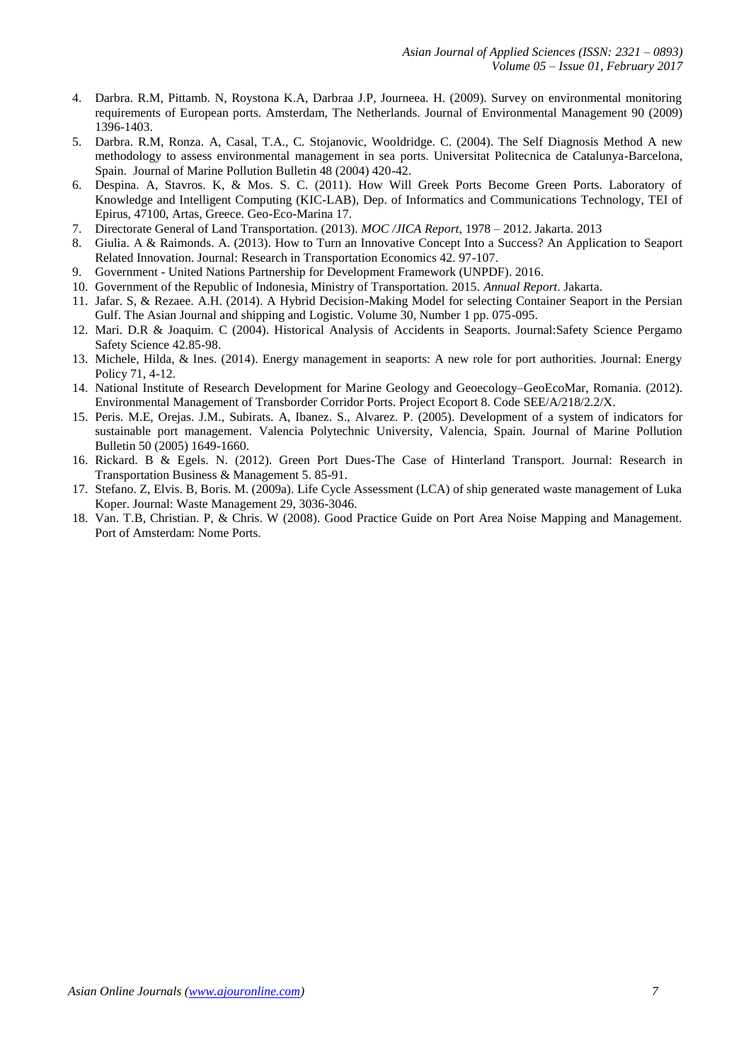4. Darbra. R.M, Pittamb. N, Roystona K.A, Darbraa J.P, Journeea. H. (2009). Survey on environmental monitoring requirements of European ports. Amsterdam, The Netherlands. Journal of Environmental Management 90 (2009) 1396-1403.
5. Darbra. R.M, Ronza. A, Casal, T.A., C. Stojanovic, Wooldridge. C. (2004). The Self Diagnosis Method A new methodology to assess environmental management in sea ports. Universitat Politecnica de Catalunya-Barcelona, Spain. Journal of Marine Pollution Bulletin 48 (2004) 420-42.
6. Despina. A, Stavros. K, & Mos. S. C. (2011). How Will Greek Ports Become Green Ports. Laboratory of Knowledge and Intelligent Computing (KIC-LAB), Dep. of Informatics and Communications Technology, TEI of Epirus, 47100, Artas, Greece. Geo-Eco-Marina 17.
7. Directorate General of Land Transportation. (2013). *MOC /JICA Report*, 1978 – 2012. Jakarta. 2013
8. Giulia. A & Raimonds. A. (2013). How to Turn an Innovative Concept Into a Success? An Application to Seaport Related Innovation. Journal: Research in Transportation Economics 42. 97-107.
9. Government - United Nations Partnership for Development Framework (UNPDF). 2016.
10. Government of the Republic of Indonesia, Ministry of Transportation. 2015. *Annual Report*. Jakarta.
11. Jafar. S, & Rezaee. A.H. (2014). A Hybrid Decision-Making Model for selecting Container Seaport in the Persian Gulf. The Asian Journal and shipping and Logistic. Volume 30, Number 1 pp. 075-095.
12. Mari. D.R & Joaquim. C (2004). Historical Analysis of Accidents in Seaports. Journal:Safety Science Pergamo Safety Science 42.85-98.
13. Michele, Hilda, & Ines. (2014). Energy management in seaports: A new role for port authorities. Journal: Energy Policy 71, 4-12.
14. National Institute of Research Development for Marine Geology and Geoecology–GeoEcoMar, Romania. (2012). Environmental Management of Transborder Corridor Ports. Project Ecoport 8. Code SEE/A/218/2.2/X.
15. Peris. M.E, Orejas. J.M., Subirats. A, Ibanez. S., Alvarez. P. (2005). Development of a system of indicators for sustainable port management. Valencia Polytechnic University, Valencia, Spain. Journal of Marine Pollution Bulletin 50 (2005) 1649-1660.
16. Rickard. B & Egels. N. (2012). Green Port Dues-The Case of Hinterland Transport. Journal: Research in Transportation Business & Management 5. 85-91.
17. Stefano. Z, Elvis. B, Boris. M. (2009a). Life Cycle Assessment (LCA) of ship generated waste management of Luka Koper. Journal: Waste Management 29, 3036-3046.
18. Van. T.B, Christian. P, & Chris. W (2008). Good Practice Guide on Port Area Noise Mapping and Management. Port of Amsterdam: Nome Ports.